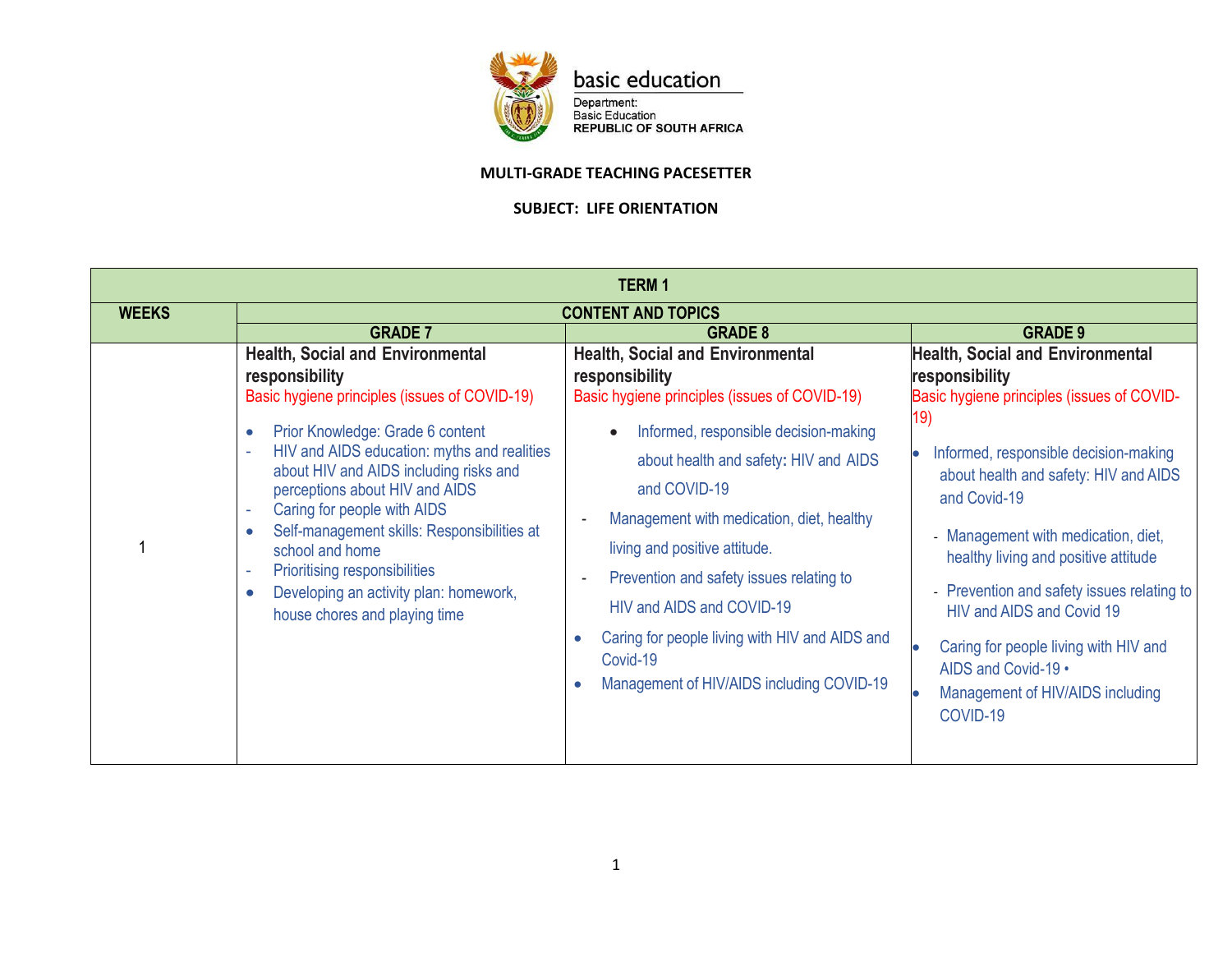basic education

Department:
Basic Education
REPUBLIC OF SOUTH AFRICA

**MULTI-GRADE TEACHING PACESETTER**

**SUBJECT: LIFE ORIENTATION**

| TERM 1 | | | |
|---|---|---|---|
| **WEEKS** | **CONTENT AND TOPICS** | | |
| | **GRADE 7** | **GRADE 8** | **GRADE 9** |
| 1 | **Health, Social and Environmental responsibility**<br>Basic hygiene principles (issues of COVID-19)<br>• Prior Knowledge: Grade 6 content<br>- HIV and AIDS education: myths and realities about HIV and AIDS including risks and perceptions about HIV and AIDS<br>- Caring for people with AIDS<br>• Self-management skills: Responsibilities at school and home<br>- Prioritising responsibilities<br>• Developing an activity plan: homework, house chores and playing time | **Health, Social and Environmental responsibility**<br>Basic hygiene principles (issues of COVID-19)<br>• Informed, responsible decision-making about health and safety: HIV and AIDS and COVID-19<br>- Management with medication, diet, healthy living and positive attitude.<br>- Prevention and safety issues relating to HIV and AIDS and COVID-19<br>• Caring for people living with HIV and AIDS and Covid-19<br>• Management of HIV/AIDS including COVID-19 | **Health, Social and Environmental responsibility**<br>Basic hygiene principles (issues of COVID-19)<br>• Informed, responsible decision-making about health and safety: HIV and AIDS and Covid-19<br>- Management with medication, diet, healthy living and positive attitude<br>- Prevention and safety issues relating to HIV and AIDS and Covid 19<br>• Caring for people living with HIV and AIDS and Covid-19 •<br>• Management of HIV/AIDS including COVID-19 |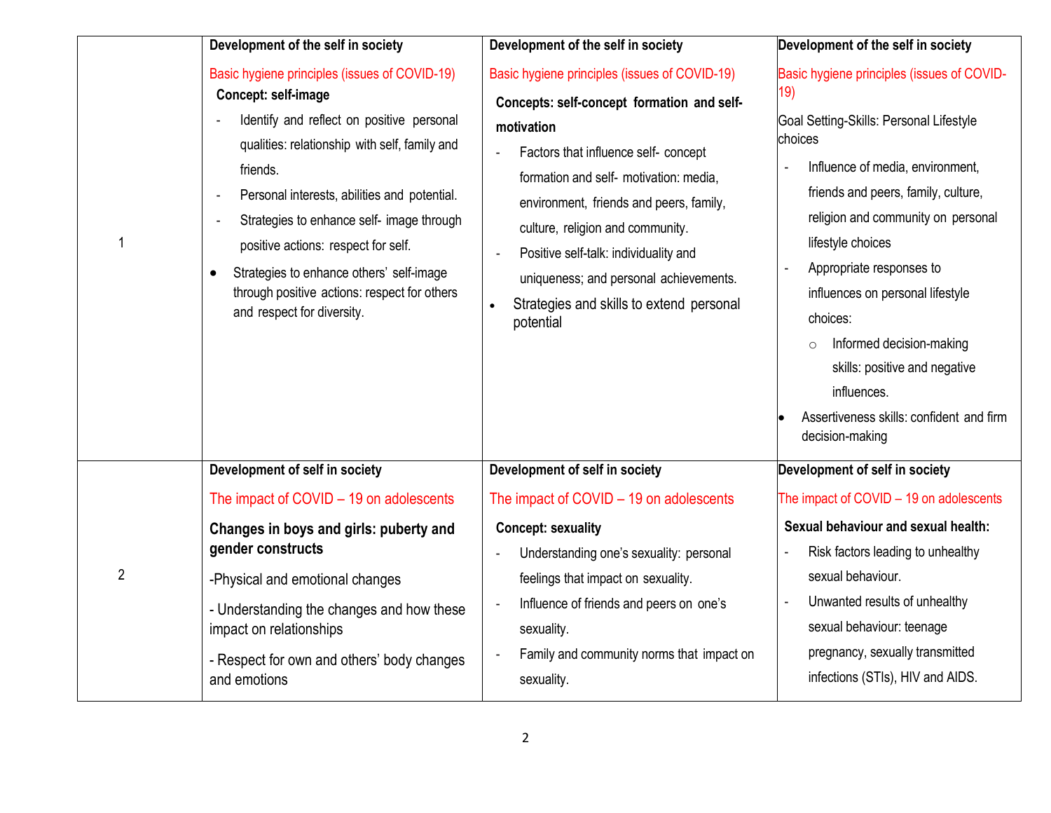| | | | |
|---|---|---|---|
| 1 | **Development of the self in society**<br><br>Basic hygiene principles (issues of COVID-19)<br><br>**Concept: self-image**<br><br>- Identify and reflect on positive personal qualities: relationship with self, family and friends.<br>- Personal interests, abilities and potential.<br>- Strategies to enhance self- image through positive actions: respect for self.<br><br>• Strategies to enhance others' self-image through positive actions: respect for others and respect for diversity. | **Development of the self in society**<br><br>Basic hygiene principles (issues of COVID-19)<br><br>**Concepts: self-concept formation and self-motivation**<br><br>- Factors that influence self- concept formation and self- motivation: media, environment, friends and peers, family, culture, religion and community.<br>- Positive self-talk: individuality and uniqueness; and personal achievements.<br><br>• Strategies and skills to extend personal potential | **Development of the self in society**<br><br>Basic hygiene principles (issues of COVID-19)<br><br>Goal Setting-Skills: Personal Lifestyle choices<br><br>- Influence of media, environment, friends and peers, family, culture, religion and community on personal lifestyle choices<br>- Appropriate responses to influences on personal lifestyle choices:<br>  ○ Informed decision-making skills: positive and negative influences.<br><br>• Assertiveness skills: confident and firm decision-making |
| 2 | **Development of self in society**<br><br>The impact of COVID – 19 on adolescents<br><br>**Changes in boys and girls: puberty and gender constructs**<br><br>-Physical and emotional changes<br><br>- Understanding the changes and how these impact on relationships<br><br>- Respect for own and others' body changes and emotions | **Development of self in society**<br><br>The impact of COVID – 19 on adolescents<br><br>**Concept: sexuality**<br><br>- Understanding one's sexuality: personal feelings that impact on sexuality.<br>- Influence of friends and peers on one's sexuality.<br>- Family and community norms that impact on sexuality. | **Development of self in society**<br><br>The impact of COVID – 19 on adolescents<br><br>**Sexual behaviour and sexual health:**<br><br>- Risk factors leading to unhealthy sexual behaviour.<br>- Unwanted results of unhealthy sexual behaviour: teenage pregnancy, sexually transmitted infections (STIs), HIV and AIDS. |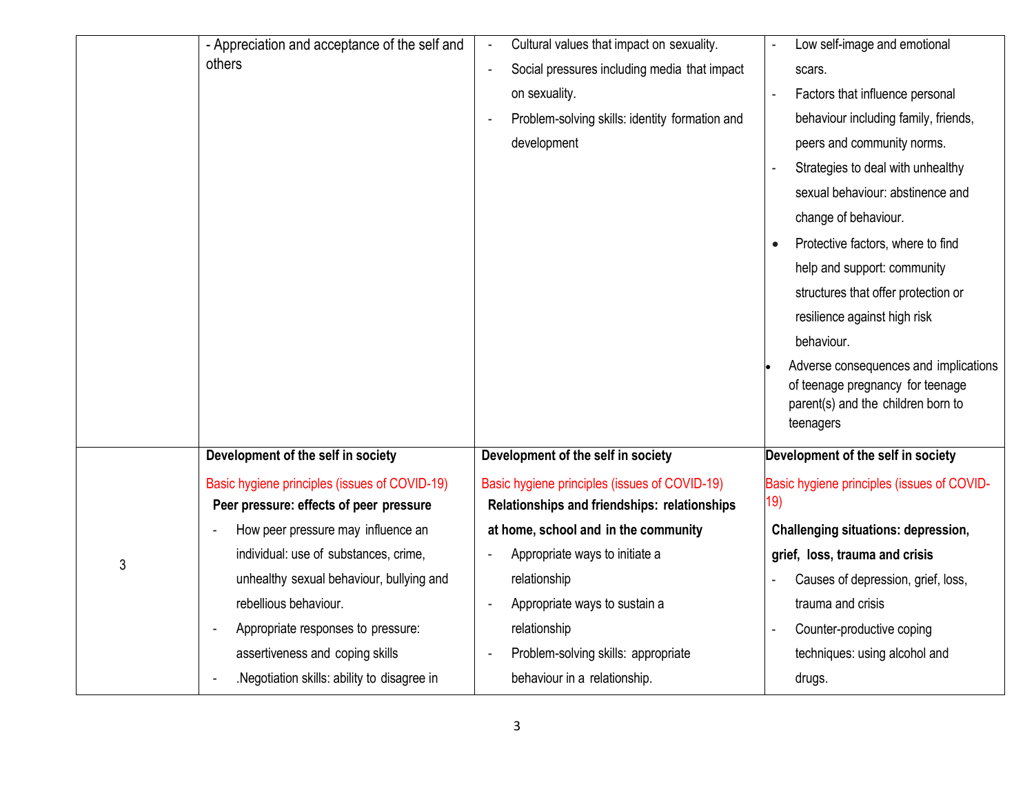| | | | |
|---|---|---|---|
| | - Appreciation and acceptance of the self and others | - Cultural values that impact on sexuality.<br>- Social pressures including media that impact on sexuality.<br>- Problem-solving skills: identity formation and development | - Low self-image and emotional scars.<br>- Factors that influence personal behaviour including family, friends, peers and community norms.<br>- Strategies to deal with unhealthy sexual behaviour: abstinence and change of behaviour.<br>• Protective factors, where to find help and support: community structures that offer protection or resilience against high risk behaviour.<br>• Adverse consequences and implications of teenage pregnancy for teenage parent(s) and the children born to teenagers |
| 3 | **Development of the self in society**<br>Basic hygiene principles (issues of COVID-19)<br>**Peer pressure: effects of peer pressure**<br>- How peer pressure may influence an individual: use of substances, crime, unhealthy sexual behaviour, bullying and rebellious behaviour.<br>- Appropriate responses to pressure: assertiveness and coping skills<br>- .Negotiation skills: ability to disagree in | **Development of the self in society**<br>Basic hygiene principles (issues of COVID-19)<br>**Relationships and friendships: relationships at home, school and in the community**<br>- Appropriate ways to initiate a relationship<br>- Appropriate ways to sustain a relationship<br>- Problem-solving skills: appropriate behaviour in a relationship. | **Development of the self in society**<br>Basic hygiene principles (issues of COVID-19)<br>**Challenging situations: depression, grief, loss, trauma and crisis**<br>- Causes of depression, grief, loss, trauma and crisis<br>- Counter-productive coping techniques: using alcohol and drugs. |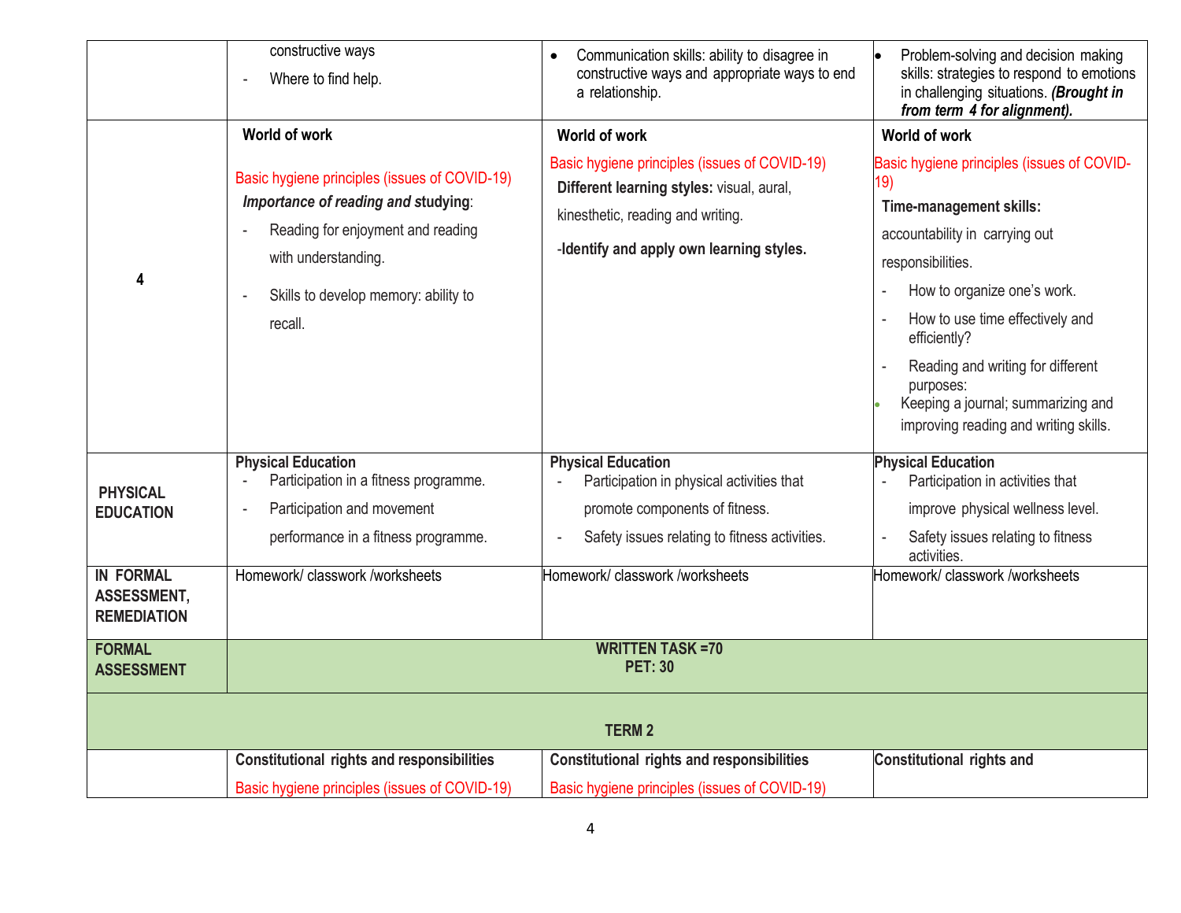| | | | |
|---|---|---|---|
| | constructive ways<br>- Where to find help. | • Communication skills: ability to disagree in constructive ways and appropriate ways to end a relationship. | • Problem-solving and decision making skills: strategies to respond to emotions in challenging situations. ***(Brought in from term 4 for alignment).*** |
| **4** | **World of work**<br><br>Basic hygiene principles (issues of COVID-19)<br>***Importance of reading and* studying**:<br>- Reading for enjoyment and reading with understanding.<br>- Skills to develop memory: ability to recall. | **World of work**<br><br>Basic hygiene principles (issues of COVID-19)<br>**Different learning styles:** visual, aural, kinesthetic, reading and writing.<br>-**Identify and apply own learning styles.** | **World of work**<br><br>Basic hygiene principles (issues of COVID-19)<br>**Time-management skills:** accountability in carrying out responsibilities.<br>- How to organize one's work.<br>- How to use time effectively and efficiently?<br>- Reading and writing for different purposes:<br>• Keeping a journal; summarizing and improving reading and writing skills. |
| **PHYSICAL EDUCATION** | **Physical Education**<br>- Participation in a fitness programme.<br>- Participation and movement performance in a fitness programme. | **Physical Education**<br>- Participation in physical activities that promote components of fitness.<br>- Safety issues relating to fitness activities. | **Physical Education**<br>- Participation in activities that improve physical wellness level.<br>- Safety issues relating to fitness activities. |
| **IN FORMAL ASSESSMENT, REMEDIATION** | Homework/ classwork /worksheets | Homework/ classwork /worksheets | Homework/ classwork /worksheets |
| **FORMAL ASSESSMENT** | **WRITTEN TASK =70**<br>**PET: 30** | | |
| **TERM 2** | | | |
| | **Constitutional rights and responsibilities**<br>Basic hygiene principles (issues of COVID-19) | **Constitutional rights and responsibilities**<br>Basic hygiene principles (issues of COVID-19) | **Constitutional rights and** |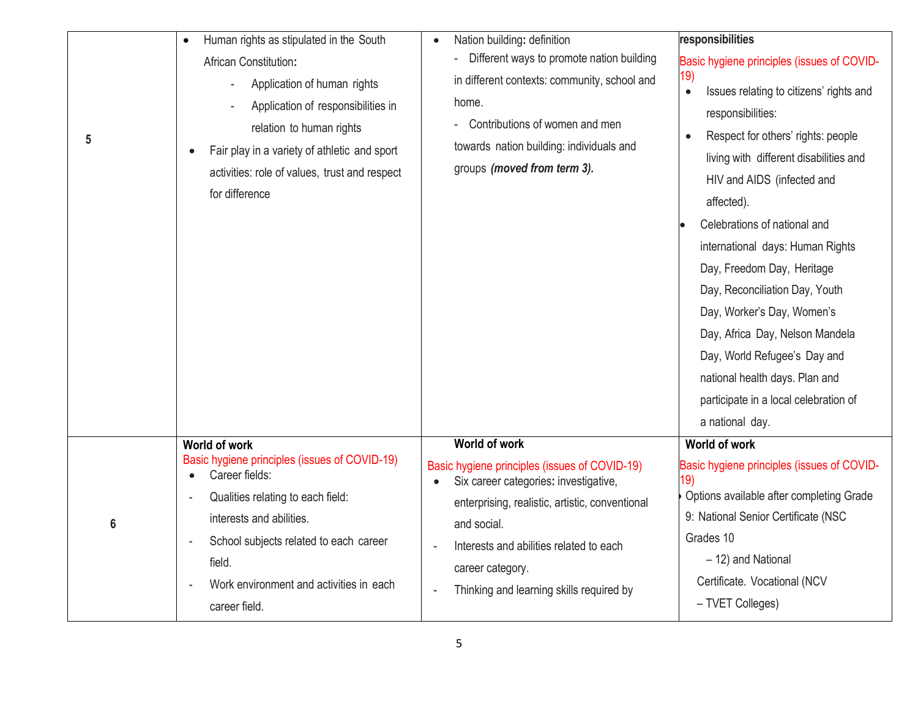| 5 | • Human rights as stipulated in the South African Constitution:<br>- Application of human rights<br>- Application of responsibilities in relation to human rights<br>• Fair play in a variety of athletic and sport activities: role of values, trust and respect for difference | • Nation building: definition<br>- Different ways to promote nation building in different contexts: community, school and home.<br>- Contributions of women and men towards nation building: individuals and groups ***(moved from term 3).*** | **responsibilities**<br>Basic hygiene principles (issues of COVID-19)<br>• Issues relating to citizens' rights and responsibilities:<br>• Respect for others' rights: people living with different disabilities and HIV and AIDS (infected and affected).<br>• Celebrations of national and international days: Human Rights Day, Freedom Day, Heritage Day, Reconciliation Day, Youth Day, Worker's Day, Women's Day, Africa Day, Nelson Mandela Day, World Refugee's Day and national health days. Plan and participate in a local celebration of a national day. |
|---|---|---|---|
| 6 | **World of work**<br>Basic hygiene principles (issues of COVID-19)<br>• Career fields:<br>- Qualities relating to each field: interests and abilities.<br>- School subjects related to each career field.<br>- Work environment and activities in each career field. | **World of work**<br>Basic hygiene principles (issues of COVID-19)<br>• Six career categories: investigative, enterprising, realistic, artistic, conventional and social.<br>- Interests and abilities related to each career category.<br>- Thinking and learning skills required by | **World of work**<br>Basic hygiene principles (issues of COVID-19)<br>• Options available after completing Grade 9: National Senior Certificate (NSC Grades 10 – 12) and National Certificate. Vocational (NCV – TVET Colleges) |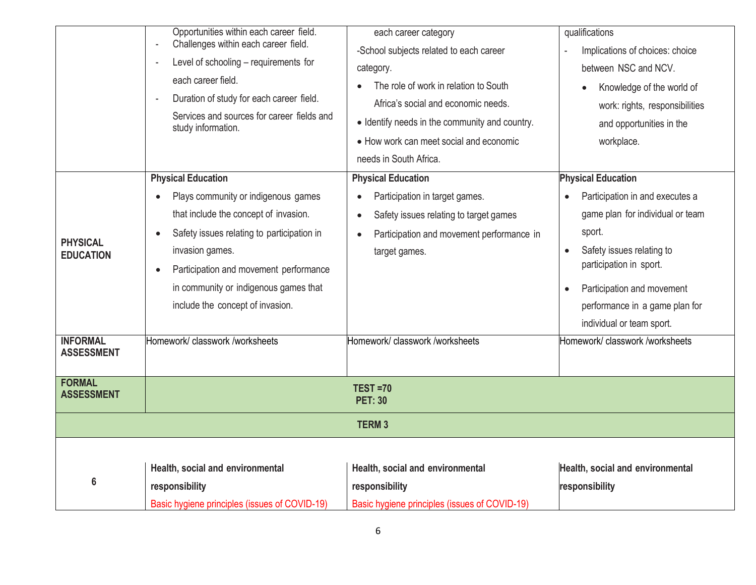|  |  |  |  |
|---|---|---|---|
|  | Opportunities within each career field.<br>- Challenges within each career field.<br>- Level of schooling – requirements for each career field.<br>- Duration of study for each career field.<br>Services and sources for career fields and study information. | each career category<br>-School subjects related to each career category.<br>• The role of work in relation to South Africa's social and economic needs.<br>• Identify needs in the community and country.<br>• How work can meet social and economic needs in South Africa. | qualifications<br>- Implications of choices: choice between NSC and NCV.<br>• Knowledge of the world of work: rights, responsibilities and opportunities in the workplace. |
| **PHYSICAL EDUCATION** | **Physical Education**<br>• Plays community or indigenous games that include the concept of invasion.<br>• Safety issues relating to participation in invasion games.<br>• Participation and movement performance in community or indigenous games that include the concept of invasion. | **Physical Education**<br>• Participation in target games.<br>• Safety issues relating to target games<br>• Participation and movement performance in target games. | **Physical Education**<br>• Participation in and executes a game plan for individual or team sport.<br>• Safety issues relating to participation in sport.<br>• Participation and movement performance in a game plan for individual or team sport. |
| **INFORMAL ASSESSMENT** | Homework/ classwork /worksheets | Homework/ classwork /worksheets | Homework/ classwork /worksheets |
| **FORMAL ASSESSMENT** | **TEST =70**<br>**PET: 30** |  |  |
| **TERM 3** |  |  |  |
| **6** | **Health, social and environmental responsibility**<br>Basic hygiene principles (issues of COVID-19) | **Health, social and environmental responsibility**<br>Basic hygiene principles (issues of COVID-19) | **Health, social and environmental responsibility** |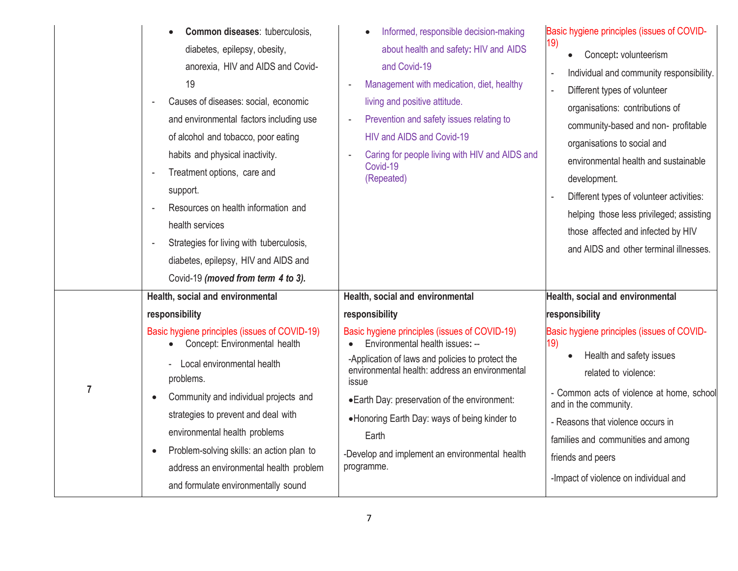| | | | |
|---|---|---|---|
| | • **Common diseases**: tuberculosis, diabetes, epilepsy, obesity, anorexia, HIV and AIDS and Covid-19<br>- Causes of diseases: social, economic and environmental factors including use of alcohol and tobacco, poor eating habits and physical inactivity.<br>- Treatment options, care and support.<br>- Resources on health information and health services<br>- Strategies for living with tuberculosis, diabetes, epilepsy, HIV and AIDS and Covid-19 ***(moved from term 4 to 3).*** | • Informed, responsible decision-making about health and safety**:** HIV and AIDS and Covid-19<br>- Management with medication, diet, healthy living and positive attitude.<br>- Prevention and safety issues relating to HIV and AIDS and Covid-19<br>- Caring for people living with HIV and AIDS and Covid-19 (Repeated) | Basic hygiene principles (issues of COVID-19)<br>• Concept**:** volunteerism<br>- Individual and community responsibility.<br>- Different types of volunteer organisations: contributions of community-based and non- profitable organisations to social and environmental health and sustainable development.<br>- Different types of volunteer activities: helping those less privileged; assisting those affected and infected by HIV and AIDS and other terminal illnesses. |
| **7** | **Health, social and environmental responsibility**<br>Basic hygiene principles (issues of COVID-19)<br>• Concept: Environmental health<br>- Local environmental health problems.<br>• Community and individual projects and strategies to prevent and deal with environmental health problems<br>• Problem-solving skills: an action plan to address an environmental health problem and formulate environmentally sound | **Health, social and environmental responsibility**<br>Basic hygiene principles (issues of COVID-19)<br>• Environmental health issues**:** --<br>-Application of laws and policies to protect the environmental health: address an environmental issue<br>•Earth Day: preservation of the environment:<br>•Honoring Earth Day: ways of being kinder to Earth<br>-Develop and implement an environmental health programme. | **Health, social and environmental responsibility**<br>Basic hygiene principles (issues of COVID-19)<br>• Health and safety issues related to violence:<br>- Common acts of violence at home, school and in the community.<br>- Reasons that violence occurs in families and communities and among friends and peers<br>-Impact of violence on individual and |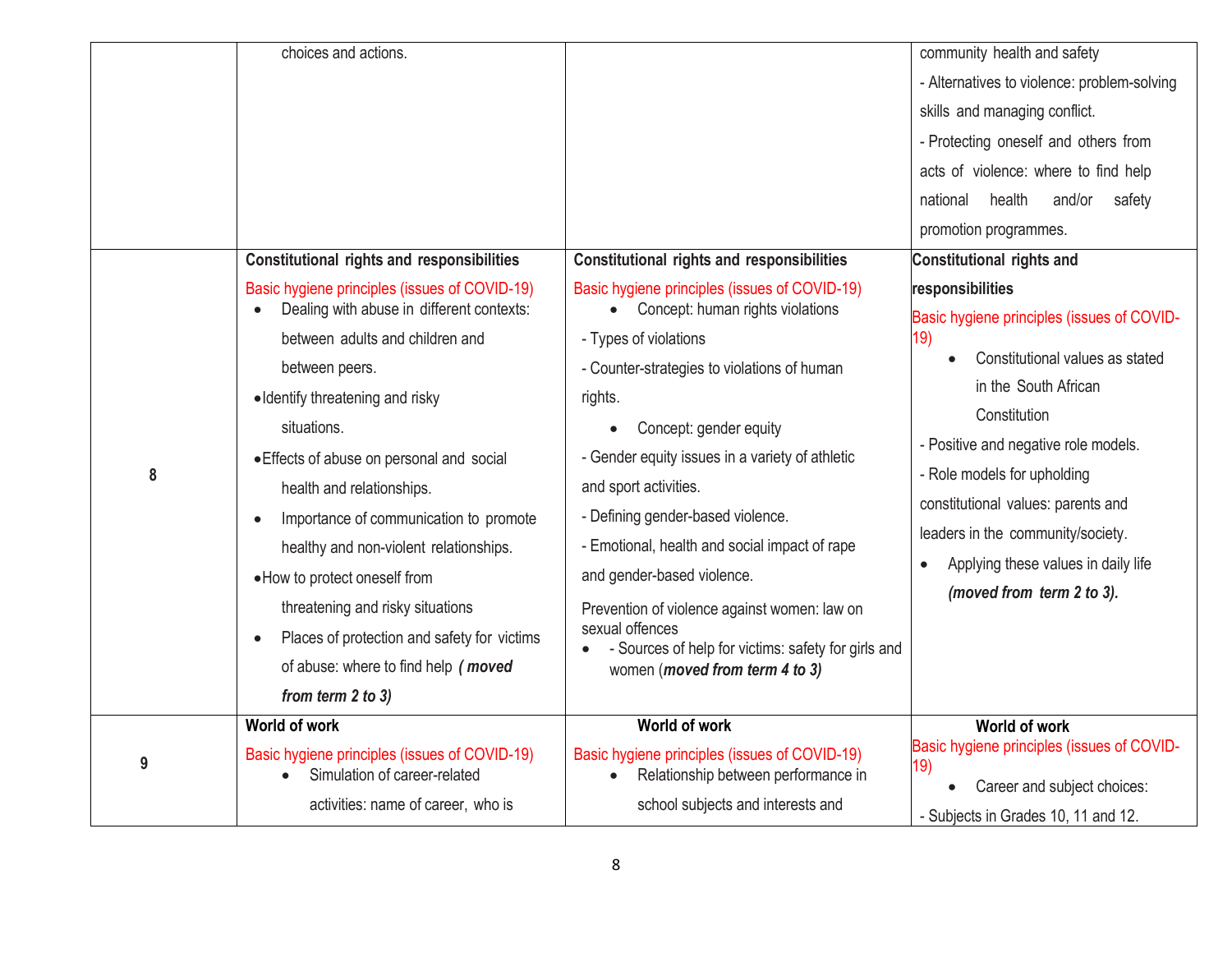| | | | |
|---|---|---|---|
| | choices and actions. | | community health and safety<br>- Alternatives to violence: problem-solving skills and managing conflict.<br>- Protecting oneself and others from acts of violence: where to find help national health and/or safety promotion programmes. |
| 8 | **Constitutional rights and responsibilities**<br>Basic hygiene principles (issues of COVID-19)<br>• Dealing with abuse in different contexts: between adults and children and between peers.<br>• Identify threatening and risky situations.<br>• Effects of abuse on personal and social health and relationships.<br>• Importance of communication to promote healthy and non-violent relationships.<br>• How to protect oneself from threatening and risky situations<br>• Places of protection and safety for victims of abuse: where to find help ***( moved from term 2 to 3)*** | **Constitutional rights and responsibilities**<br>Basic hygiene principles (issues of COVID-19)<br>• Concept: human rights violations<br>- Types of violations<br>- Counter-strategies to violations of human rights.<br>• Concept: gender equity<br>- Gender equity issues in a variety of athletic and sport activities.<br>- Defining gender-based violence.<br>- Emotional, health and social impact of rape and gender-based violence.<br>Prevention of violence against women: law on sexual offences<br>• - Sources of help for victims: safety for girls and women (***moved from term 4 to 3)*** | **Constitutional rights and responsibilities**<br>Basic hygiene principles (issues of COVID-19)<br>• Constitutional values as stated in the South African Constitution<br>- Positive and negative role models.<br>- Role models for upholding constitutional values: parents and leaders in the community/society.<br>• Applying these values in daily life ***(moved from term 2 to 3).*** |
| 9 | **World of work**<br>Basic hygiene principles (issues of COVID-19)<br>• Simulation of career-related activities: name of career, who is | **World of work**<br>Basic hygiene principles (issues of COVID-19)<br>• Relationship between performance in school subjects and interests and | **World of work**<br>Basic hygiene principles (issues of COVID-19)<br>• Career and subject choices:<br>- Subjects in Grades 10, 11 and 12. |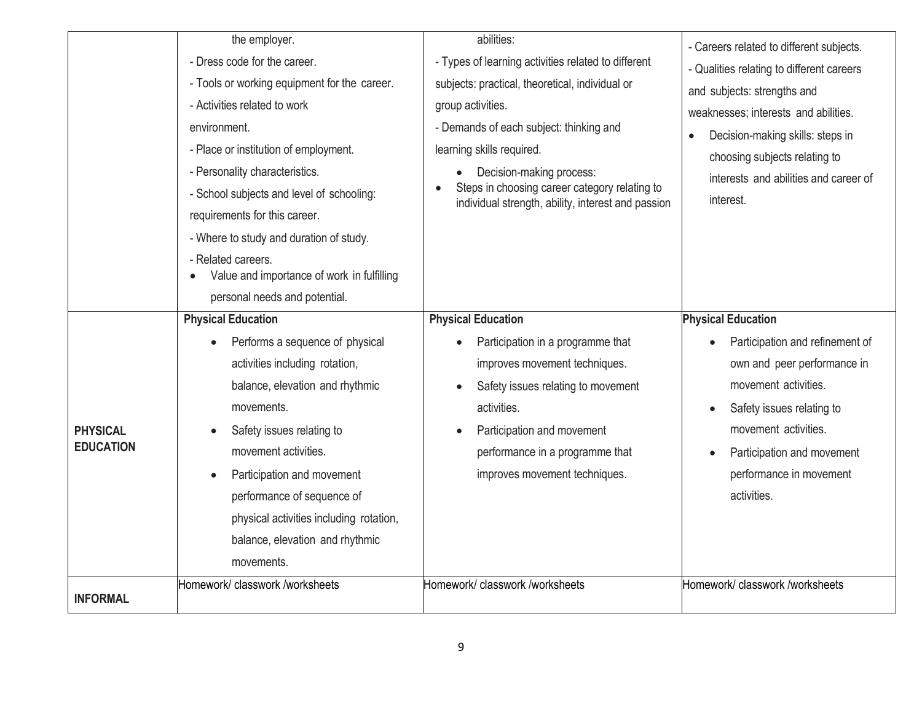| | | | |
|---|---|---|---|
| | the employer.<br>- Dress code for the career.<br>- Tools or working equipment for the career.<br>- Activities related to work environment.<br>- Place or institution of employment.<br>- Personality characteristics.<br>- School subjects and level of schooling: requirements for this career.<br>- Where to study and duration of study.<br>- Related careers.<br>• Value and importance of work in fulfilling personal needs and potential. | abilities:<br>- Types of learning activities related to different subjects: practical, theoretical, individual or group activities.<br>- Demands of each subject: thinking and learning skills required.<br>• Decision-making process:<br>• Steps in choosing career category relating to individual strength, ability, interest and passion | - Careers related to different subjects.<br>- Qualities relating to different careers and subjects: strengths and weaknesses; interests and abilities.<br>• Decision-making skills: steps in choosing subjects relating to interests and abilities and career of interest. |
| **PHYSICAL EDUCATION** | **Physical Education**<br>• Performs a sequence of physical activities including rotation, balance, elevation and rhythmic movements.<br>• Safety issues relating to movement activities.<br>• Participation and movement performance of sequence of physical activities including rotation, balance, elevation and rhythmic movements. | **Physical Education**<br>• Participation in a programme that improves movement techniques.<br>• Safety issues relating to movement activities.<br>• Participation and movement performance in a programme that improves movement techniques. | **Physical Education**<br>• Participation and refinement of own and peer performance in movement activities.<br>• Safety issues relating to movement activities.<br>• Participation and movement performance in movement activities. |
| **INFORMAL** | Homework/ classwork /worksheets | Homework/ classwork /worksheets | Homework/ classwork /worksheets |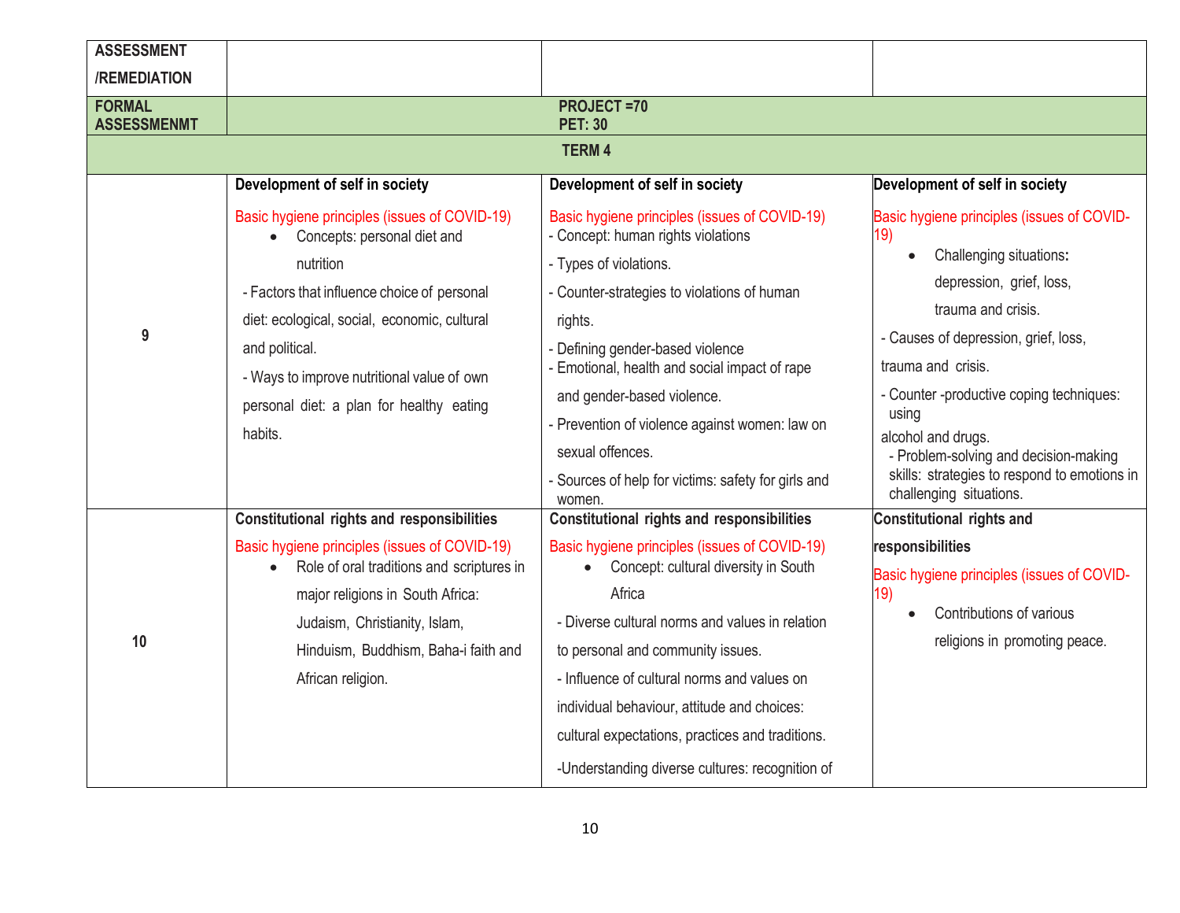| ASSESSMENT /REMEDIATION | | | |
|---|---|---|---|
| **FORMAL ASSESSMENMT** | **PROJECT =70**<br>**PET: 30** | | |
| | **TERM 4** | | |
| **9** | **Development of self in society**<br>Basic hygiene principles (issues of COVID-19)<br>• Concepts: personal diet and nutrition<br>- Factors that influence choice of personal diet: ecological, social, economic, cultural and political.<br>- Ways to improve nutritional value of own personal diet: a plan for healthy eating habits. | **Development of self in society**<br>Basic hygiene principles (issues of COVID-19)<br>- Concept: human rights violations<br>- Types of violations.<br>- Counter-strategies to violations of human rights.<br>- Defining gender-based violence<br>- Emotional, health and social impact of rape and gender-based violence.<br>- Prevention of violence against women: law on sexual offences.<br>- Sources of help for victims: safety for girls and women. | **Development of self in society**<br>Basic hygiene principles (issues of COVID-19)<br>• Challenging situations**:** depression, grief, loss, trauma and crisis.<br>- Causes of depression, grief, loss, trauma and crisis.<br>- Counter -productive coping techniques: using alcohol and drugs.<br>- Problem-solving and decision-making skills: strategies to respond to emotions in challenging situations. |
| **10** | **Constitutional rights and responsibilities**<br>Basic hygiene principles (issues of COVID-19)<br>• Role of oral traditions and scriptures in major religions in South Africa: Judaism, Christianity, Islam, Hinduism, Buddhism, Baha-i faith and African religion. | **Constitutional rights and responsibilities**<br>Basic hygiene principles (issues of COVID-19)<br>• Concept: cultural diversity in South Africa<br>- Diverse cultural norms and values in relation to personal and community issues.<br>- Influence of cultural norms and values on individual behaviour, attitude and choices: cultural expectations, practices and traditions.<br>-Understanding diverse cultures: recognition of | **Constitutional rights and responsibilities**<br>Basic hygiene principles (issues of COVID-19)<br>• Contributions of various religions in promoting peace. |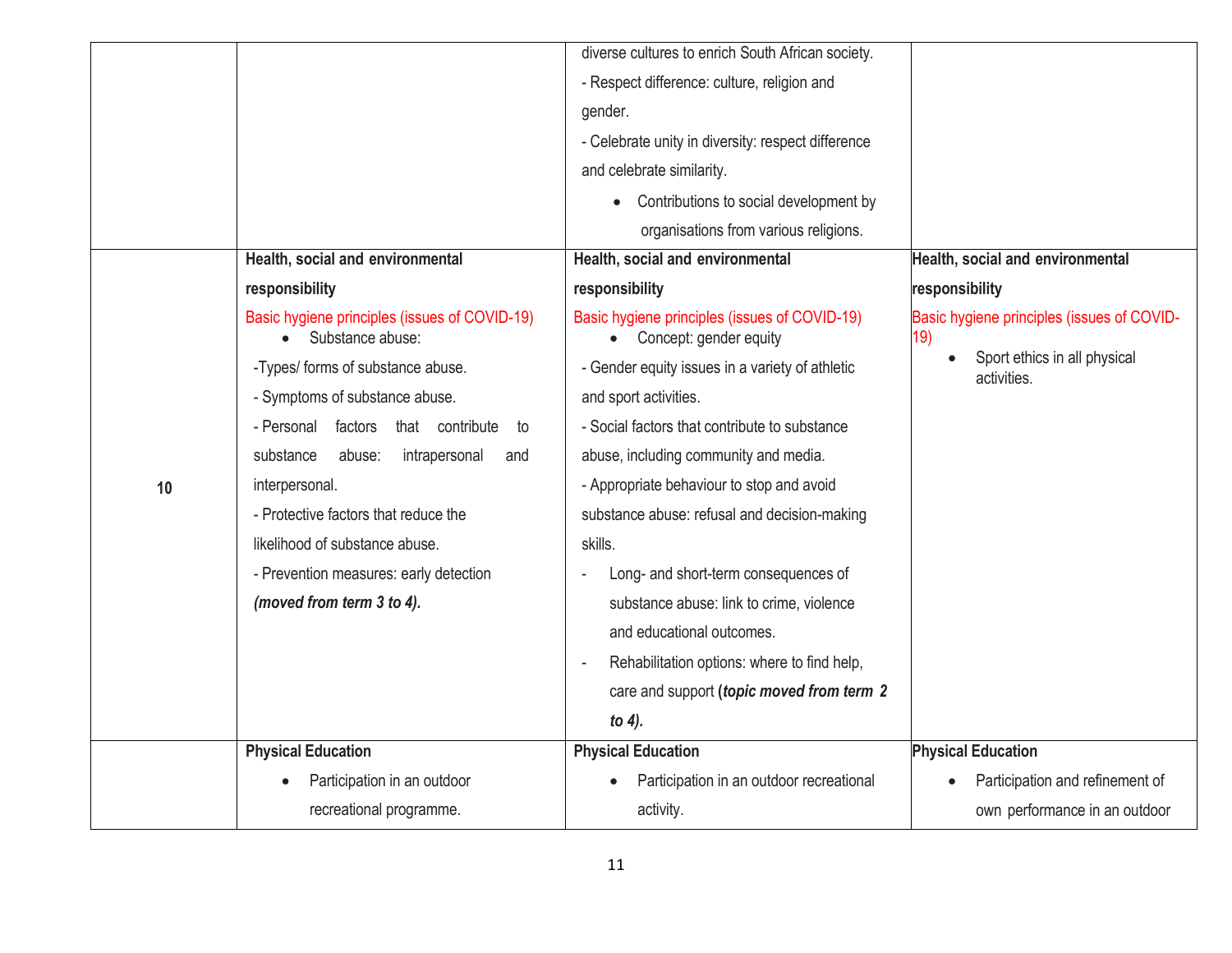| | | | |
|---|---|---|---|
| | | diverse cultures to enrich South African society.<br>- Respect difference: culture, religion and gender.<br>- Celebrate unity in diversity: respect difference and celebrate similarity.<br>• Contributions to social development by organisations from various religions. | |
| 10 | **Health, social and environmental responsibility**<br>Basic hygiene principles (issues of COVID-19)<br>• Substance abuse:<br>-Types/ forms of substance abuse.<br>- Symptoms of substance abuse.<br>- Personal factors that contribute to substance abuse: intrapersonal and interpersonal.<br>- Protective factors that reduce the likelihood of substance abuse.<br>- Prevention measures: early detection ***(moved from term 3 to 4).*** | **Health, social and environmental responsibility**<br>Basic hygiene principles (issues of COVID-19)<br>• Concept: gender equity<br>- Gender equity issues in a variety of athletic and sport activities.<br>- Social factors that contribute to substance abuse, including community and media.<br>- Appropriate behaviour to stop and avoid substance abuse: refusal and decision-making skills.<br>- Long- and short-term consequences of substance abuse: link to crime, violence and educational outcomes.<br>- Rehabilitation options: where to find help, care and support **(*topic moved from term 2 to 4).*** | **Health, social and environmental responsibility**<br>Basic hygiene principles (issues of COVID-19)<br>• Sport ethics in all physical activities. |
| | **Physical Education**<br>• Participation in an outdoor recreational programme. | **Physical Education**<br>• Participation in an outdoor recreational activity. | **Physical Education**<br>• Participation and refinement of own performance in an outdoor |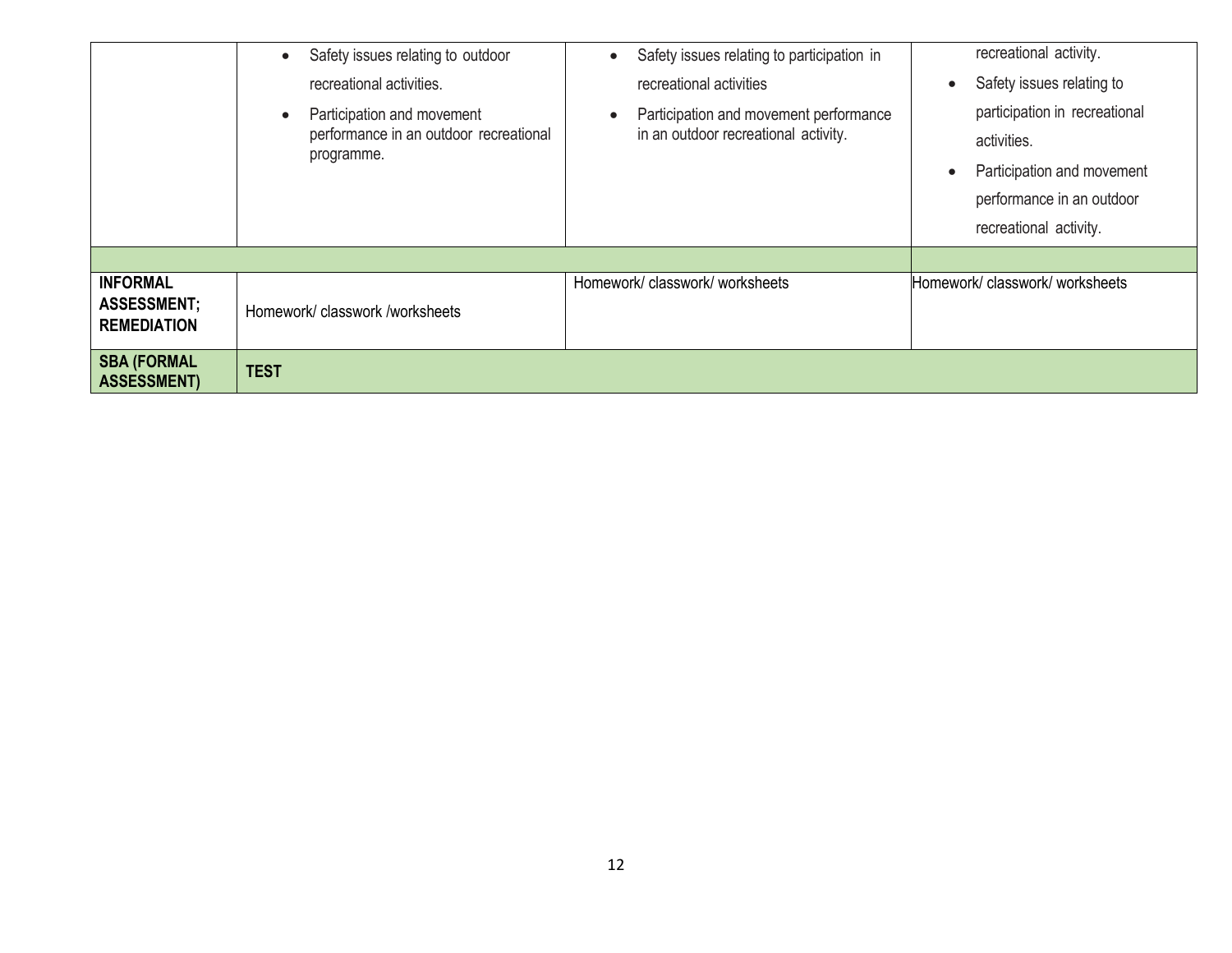| | | | |
|---|---|---|---|
| | • Safety issues relating to outdoor recreational activities.<br>• Participation and movement performance in an outdoor recreational programme. | • Safety issues relating to participation in recreational activities<br>• Participation and movement performance in an outdoor recreational activity. | recreational activity.<br>• Safety issues relating to participation in recreational activities.<br>• Participation and movement performance in an outdoor recreational activity. |
| | | | |
| **INFORMAL ASSESSMENT; REMEDIATION** | Homework/ classwork /worksheets | Homework/ classwork/ worksheets | Homework/ classwork/ worksheets |
| **SBA (FORMAL ASSESSMENT)** | **TEST** | | |